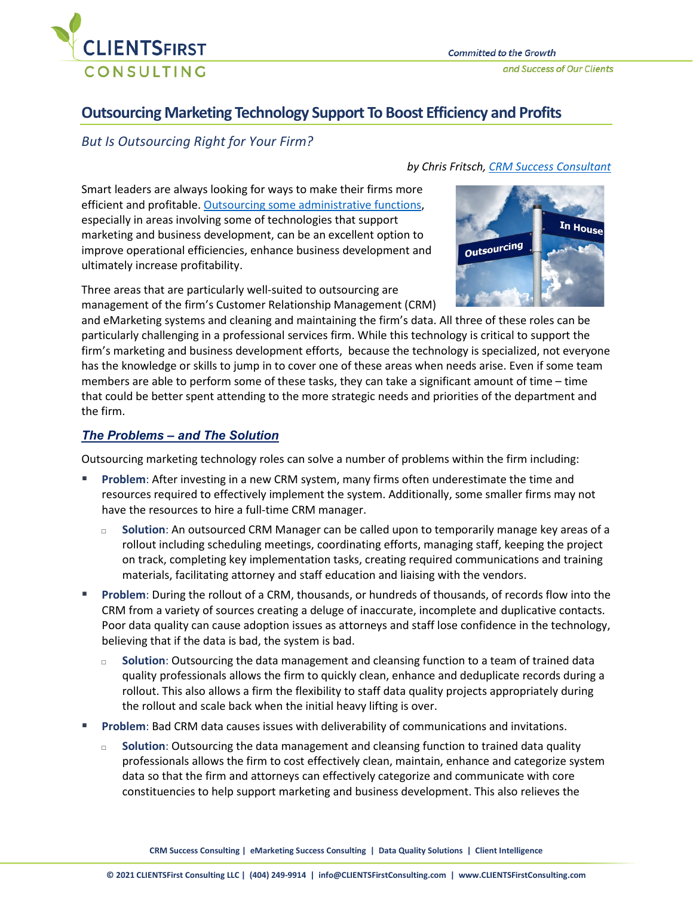# Outsourcing Marketing Technology Support To Boost Efficiency and Profits

*But Is Outsourcing Right for Your Firm?*

*by Chris Fritsch, CRM Success Consultant*

Smart leaders are always looking for ways to make their firms more efficient and profitable. Outsourcing some administrative functions, especially in areas involving some of technologies that support marketing and business development, can be an excellent option to improve operational efficiencies, enhance business development and ultimately increase profitability.

Three areas that are particularly well-suited to outsourcing are management of the firm's Customer Relationship Management (CRM) and eMarketing systems and cleaning and maintaining the firm's data. All three of these roles can be particularly challenging in a professional services firm. While this technology is critical to support the firm's marketing and business development efforts, because the technology is specialized, not everyone has the knowledge or skills to jump in to cover one of these areas when needs arise. Even if some team members are able to perform some of these tasks, they can take a significant amount of time – time that could be better spent attending to the more strategic needs and priorities of the department and the firm.

## The Problems – and The Solution

Outsourcing marketing technology roles can solve a number of problems within the firm including:

- **Problem**: After investing in a new CRM system, many firms often underestimate the time and resources required to effectively implement the system. Additionally, some smaller firms may not have the resources to hire a full-time CRM manager.
  - **Solution**: An outsourced CRM Manager can be called upon to temporarily manage key areas of a rollout including scheduling meetings, coordinating efforts, managing staff, keeping the project on track, completing key implementation tasks, creating required communications and training materials, facilitating attorney and staff education and liaising with the vendors.
- **Problem**: During the rollout of a CRM, thousands, or hundreds of thousands, of records flow into the CRM from a variety of sources creating a deluge of inaccurate, incomplete and duplicative contacts. Poor data quality can cause adoption issues as attorneys and staff lose confidence in the technology, believing that if the data is bad, the system is bad.
  - **Solution**: Outsourcing the data management and cleansing function to a team of trained data quality professionals allows the firm to quickly clean, enhance and deduplicate records during a rollout. This also allows a firm the flexibility to staff data quality projects appropriately during the rollout and scale back when the initial heavy lifting is over.
- **Problem**: Bad CRM data causes issues with deliverability of communications and invitations.
  - **Solution**: Outsourcing the data management and cleansing function to trained data quality professionals allows the firm to cost effectively clean, maintain, enhance and categorize system data so that the firm and attorneys can effectively categorize and communicate with core constituencies to help support marketing and business development. This also relieves the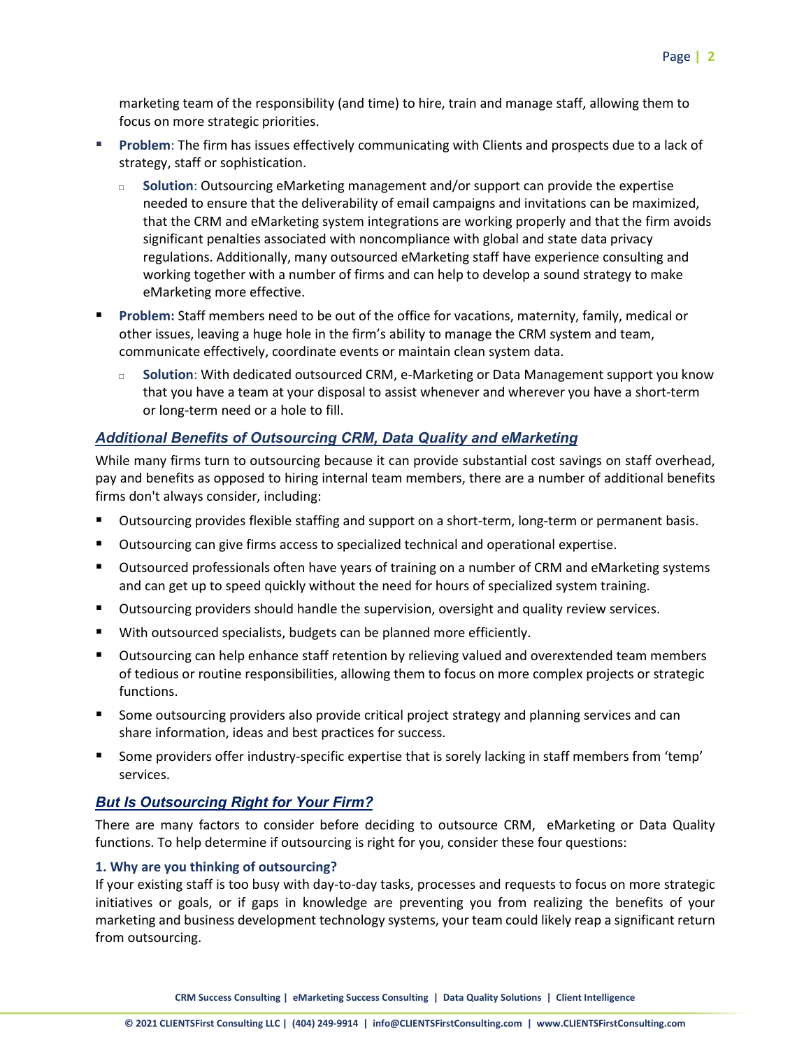marketing team of the responsibility (and time) to hire, train and manage staff, allowing them to focus on more strategic priorities.

- **Problem**: The firm has issues effectively communicating with Clients and prospects due to a lack of strategy, staff or sophistication.
    - **Solution**: Outsourcing eMarketing management and/or support can provide the expertise needed to ensure that the deliverability of email campaigns and invitations can be maximized, that the CRM and eMarketing system integrations are working properly and that the firm avoids significant penalties associated with noncompliance with global and state data privacy regulations. Additionally, many outsourced eMarketing staff have experience consulting and working together with a number of firms and can help to develop a sound strategy to make eMarketing more effective.
- **Problem:** Staff members need to be out of the office for vacations, maternity, family, medical or other issues, leaving a huge hole in the firm's ability to manage the CRM system and team, communicate effectively, coordinate events or maintain clean system data.
    - **Solution**: With dedicated outsourced CRM, e-Marketing or Data Management support you know that you have a team at your disposal to assist whenever and wherever you have a short-term or long-term need or a hole to fill.

## *Additional Benefits of Outsourcing CRM, Data Quality and eMarketing*

While many firms turn to outsourcing because it can provide substantial cost savings on staff overhead, pay and benefits as opposed to hiring internal team members, there are a number of additional benefits firms don't always consider, including:

- Outsourcing provides flexible staffing and support on a short-term, long-term or permanent basis.
- Outsourcing can give firms access to specialized technical and operational expertise.
- Outsourced professionals often have years of training on a number of CRM and eMarketing systems and can get up to speed quickly without the need for hours of specialized system training.
- Outsourcing providers should handle the supervision, oversight and quality review services.
- With outsourced specialists, budgets can be planned more efficiently.
- Outsourcing can help enhance staff retention by relieving valued and overextended team members of tedious or routine responsibilities, allowing them to focus on more complex projects or strategic functions.
- Some outsourcing providers also provide critical project strategy and planning services and can share information, ideas and best practices for success.
- Some providers offer industry-specific expertise that is sorely lacking in staff members from 'temp' services.

## *But Is Outsourcing Right for Your Firm?*

There are many factors to consider before deciding to outsource CRM, eMarketing or Data Quality functions. To help determine if outsourcing is right for you, consider these four questions:

### 1. Why are you thinking of outsourcing?

If your existing staff is too busy with day-to-day tasks, processes and requests to focus on more strategic initiatives or goals, or if gaps in knowledge are preventing you from realizing the benefits of your marketing and business development technology systems, your team could likely reap a significant return from outsourcing.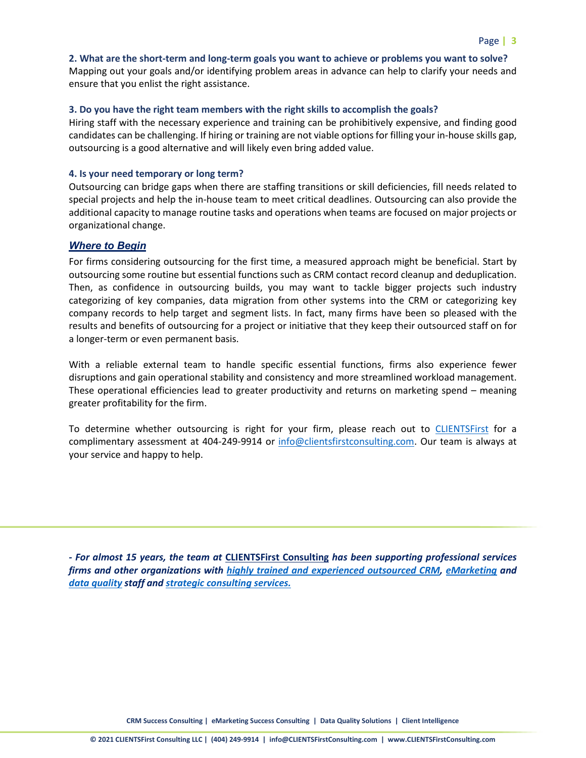**2. What are the short-term and long-term goals you want to achieve or problems you want to solve?**
Mapping out your goals and/or identifying problem areas in advance can help to clarify your needs and ensure that you enlist the right assistance.

**3. Do you have the right team members with the right skills to accomplish the goals?**
Hiring staff with the necessary experience and training can be prohibitively expensive, and finding good candidates can be challenging. If hiring or training are not viable options for filling your in-house skills gap, outsourcing is a good alternative and will likely even bring added value.

**4. Is your need temporary or long term?**
Outsourcing can bridge gaps when there are staffing transitions or skill deficiencies, fill needs related to special projects and help the in-house team to meet critical deadlines. Outsourcing can also provide the additional capacity to manage routine tasks and operations when teams are focused on major projects or organizational change.

## *Where to Begin*

For firms considering outsourcing for the first time, a measured approach might be beneficial. Start by outsourcing some routine but essential functions such as CRM contact record cleanup and deduplication. Then, as confidence in outsourcing builds, you may want to tackle bigger projects such industry categorizing of key companies, data migration from other systems into the CRM or categorizing key company records to help target and segment lists. In fact, many firms have been so pleased with the results and benefits of outsourcing for a project or initiative that they keep their outsourced staff on for a longer-term or even permanent basis.

With a reliable external team to handle specific essential functions, firms also experience fewer disruptions and gain operational stability and consistency and more streamlined workload management. These operational efficiencies lead to greater productivity and returns on marketing spend – meaning greater profitability for the firm.

To determine whether outsourcing is right for your firm, please reach out to CLIENTSFirst for a complimentary assessment at 404-249-9914 or info@clientsfirstconsulting.com. Our team is always at your service and happy to help.

---

***- For almost 15 years, the team at* CLIENTSFirst Consulting *has been supporting professional services firms and other organizations with highly trained and experienced outsourced CRM, eMarketing and data quality staff and strategic consulting services.***